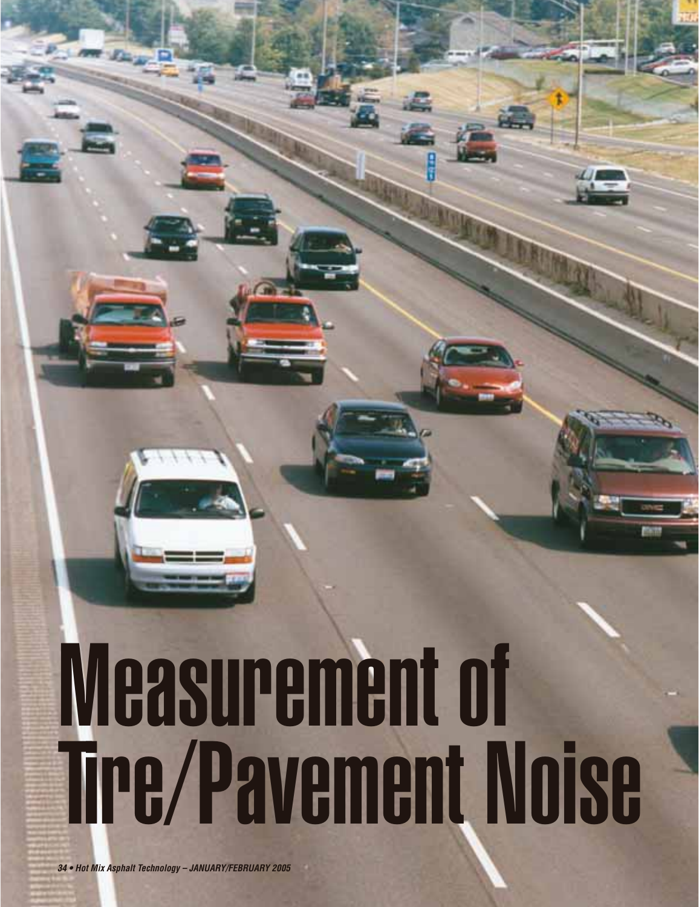# Measurement of Tire/Pavement Noise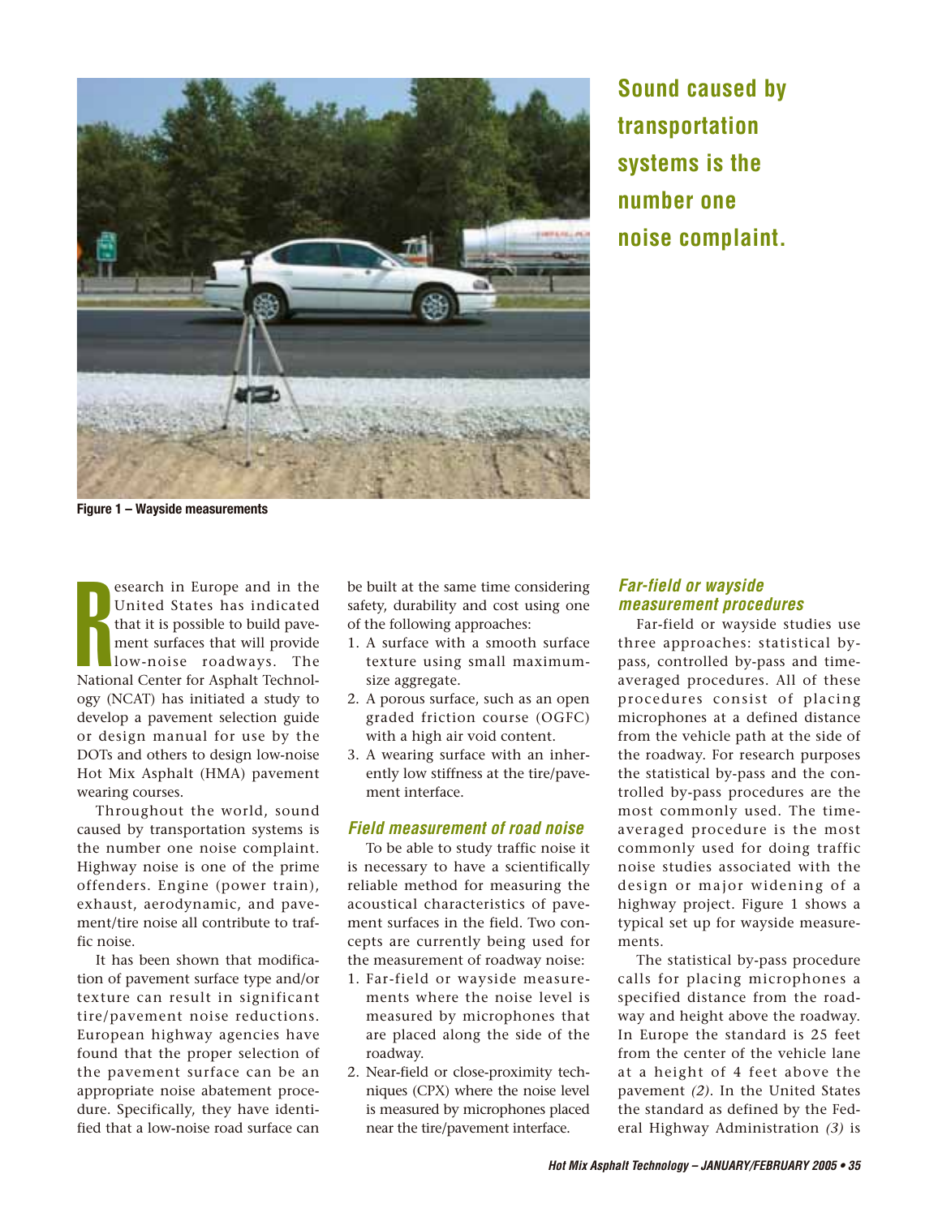Figure 1 – Wayside measurements

**Sound caused by transportation systems is the number one noise complaint.**

Research in Europe and in the United States has indicated that it is possible to build pavement surfaces that will provide low-noise roadways. The National Center for Asphalt Technology (NCAT) has initiated a study to develop a pavement selection guide or design manual for use by the DOTs and others to design low-noise Hot Mix Asphalt (HMA) pavement wearing courses.

Throughout the world, sound caused by transportation systems is the number one noise complaint. Highway noise is one of the prime offenders. Engine (power train), exhaust, aerodynamic, and pavement/tire noise all contribute to traffic noise.

It has been shown that modification of pavement surface type and/or texture can result in significant tire/pavement noise reductions. European highway agencies have found that the proper selection of the pavement surface can be an appropriate noise abatement procedure. Specifically, they have identified that a low-noise road surface can be built at the same time considering safety, durability and cost using one of the following approaches:

1. A surface with a smooth surface texture using small maximum-size aggregate.
2. A porous surface, such as an open graded friction course (OGFC) with a high air void content.
3. A wearing surface with an inherently low stiffness at the tire/pavement interface.

## *Field measurement of road noise*

To be able to study traffic noise it is necessary to have a scientifically reliable method for measuring the acoustical characteristics of pavement surfaces in the field. Two concepts are currently being used for the measurement of roadway noise:

1. Far-field or wayside measurements where the noise level is measured by microphones that are placed along the side of the roadway.
2. Near-field or close-proximity techniques (CPX) where the noise level is measured by microphones placed near the tire/pavement interface.

## *Far-field or wayside measurement procedures*

Far-field or wayside studies use three approaches: statistical by-pass, controlled by-pass and time-averaged procedures. All of these procedures consist of placing microphones at a defined distance from the vehicle path at the side of the roadway. For research purposes the statistical by-pass and the controlled by-pass procedures are the most commonly used. The time-averaged procedure is the most commonly used for doing traffic noise studies associated with the design or major widening of a highway project. Figure 1 shows a typical set up for wayside measurements.

The statistical by-pass procedure calls for placing microphones a specified distance from the roadway and height above the roadway. In Europe the standard is 25 feet from the center of the vehicle lane at a height of 4 feet above the pavement *(2)*. In the United States the standard as defined by the Federal Highway Administration *(3)* is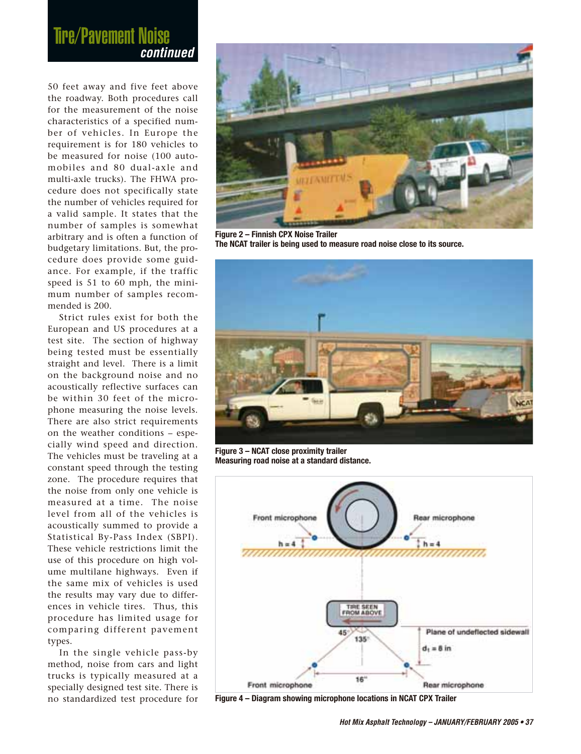50 feet away and five feet above the roadway. Both procedures call for the measurement of the noise characteristics of a specified number of vehicles. In Europe the requirement is for 180 vehicles to be measured for noise (100 automobiles and 80 dual-axle and multi-axle trucks). The FHWA procedure does not specifically state the number of vehicles required for a valid sample. It states that the number of samples is somewhat arbitrary and is often a function of budgetary limitations. But, the procedure does provide some guidance. For example, if the traffic speed is 51 to 60 mph, the minimum number of samples recommended is 200.

Strict rules exist for both the European and US procedures at a test site. The section of highway being tested must be essentially straight and level. There is a limit on the background noise and no acoustically reflective surfaces can be within 30 feet of the microphone measuring the noise levels. There are also strict requirements on the weather conditions – especially wind speed and direction. The vehicles must be traveling at a constant speed through the testing zone. The procedure requires that the noise from only one vehicle is measured at a time. The noise level from all of the vehicles is acoustically summed to provide a Statistical By-Pass Index (SBPI). These vehicle restrictions limit the use of this procedure on high volume multilane highways. Even if the same mix of vehicles is used the results may vary due to differences in vehicle tires. Thus, this procedure has limited usage for comparing different pavement types.

In the single vehicle pass-by method, noise from cars and light trucks is typically measured at a specially designed test site. There is no standardized test procedure for

**Figure 2 – Finnish CPX Noise Trailer**
**The NCAT trailer is being used to measure road noise close to its source.**

**Figure 3 – NCAT close proximity trailer**
**Measuring road noise at a standard distance.**

**Figure 4 – Diagram showing microphone locations in NCAT CPX Trailer**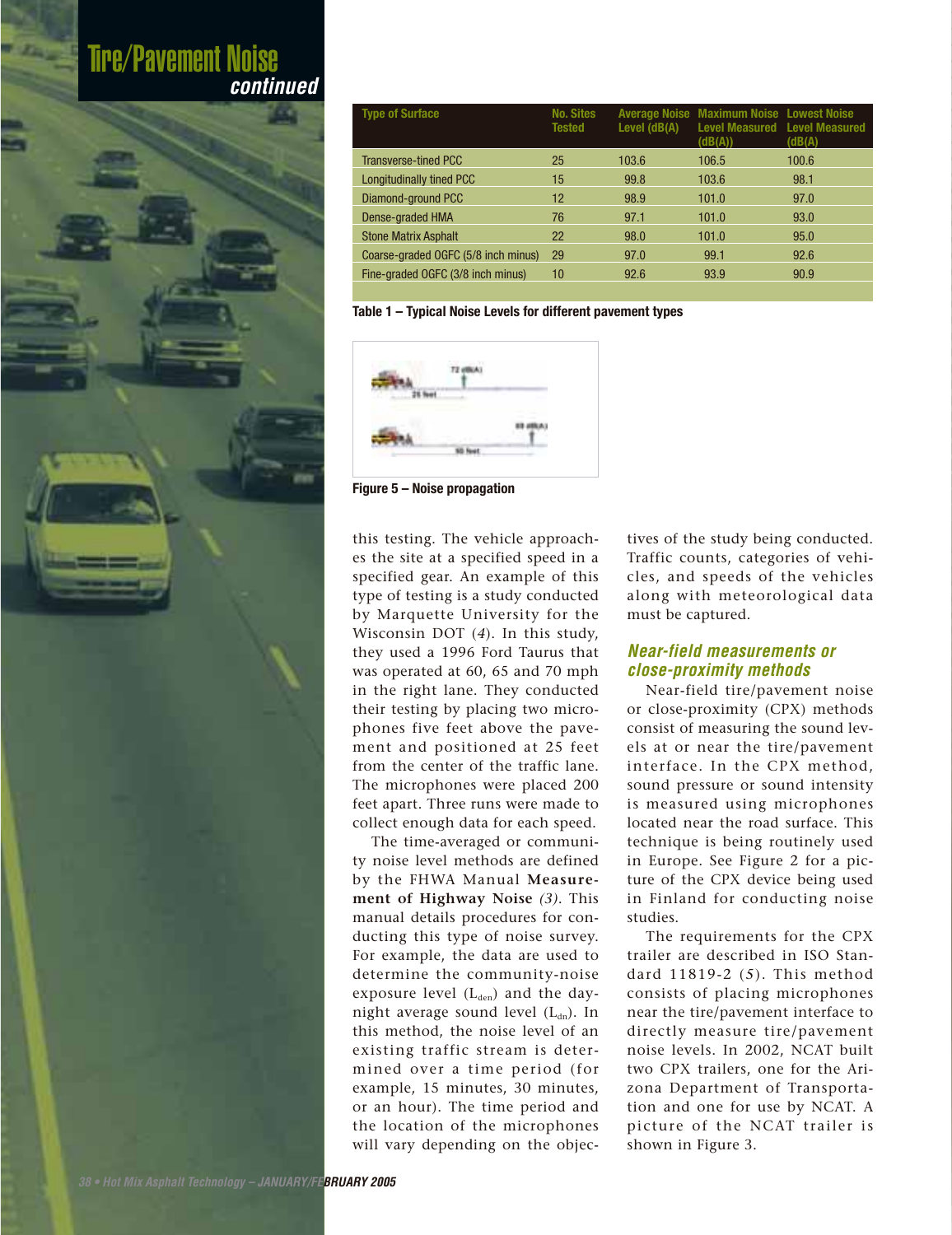| Type of Surface | No. Sites Tested | Average Noise Level (dB(A)) | Maximum Noise Level Measured (dB(A)) | Lowest Noise Level Measured (dB(A)) |
|---|---|---|---|---|
| Transverse-tined PCC | 25 | 103.6 | 106.5 | 100.6 |
| Longitudinally tined PCC | 15 | 99.8 | 103.6 | 98.1 |
| Diamond-ground PCC | 12 | 98.9 | 101.0 | 97.0 |
| Dense-graded HMA | 76 | 97.1 | 101.0 | 93.0 |
| Stone Matrix Asphalt | 22 | 98.0 | 101.0 | 95.0 |
| Coarse-graded OGFC (5/8 inch minus) | 29 | 97.0 | 99.1 | 92.6 |
| Fine-graded OGFC (3/8 inch minus) | 10 | 92.6 | 93.9 | 90.9 |

**Table 1 – Typical Noise Levels for different pavement types**

**Figure 5 – Noise propagation**

this testing. The vehicle approaches the site at a specified speed in a specified gear. An example of this type of testing is a study conducted by Marquette University for the Wisconsin DOT (*4*). In this study, they used a 1996 Ford Taurus that was operated at 60, 65 and 70 mph in the right lane. They conducted their testing by placing two microphones five feet above the pavement and positioned at 25 feet from the center of the traffic lane. The microphones were placed 200 feet apart. Three runs were made to collect enough data for each speed.

The time-averaged or community noise level methods are defined by the FHWA Manual **Measurement of Highway Noise** (*3*). This manual details procedures for conducting this type of noise survey. For example, the data are used to determine the community-noise exposure level ($L_{den}$) and the day-night average sound level ($L_{dn}$). In this method, the noise level of an existing traffic stream is determined over a time period (for example, 15 minutes, 30 minutes, or an hour). The time period and the location of the microphones will vary depending on the objectives of the study being conducted. Traffic counts, categories of vehicles, and speeds of the vehicles along with meteorological data must be captured.

### *Near-field measurements or close-proximity methods*

Near-field tire/pavement noise or close-proximity (CPX) methods consist of measuring the sound levels at or near the tire/pavement interface. In the CPX method, sound pressure or sound intensity is measured using microphones located near the road surface. This technique is being routinely used in Europe. See Figure 2 for a picture of the CPX device being used in Finland for conducting noise studies.

The requirements for the CPX trailer are described in ISO Standard 11819-2 (*5*). This method consists of placing microphones near the tire/pavement interface to directly measure tire/pavement noise levels. In 2002, NCAT built two CPX trailers, one for the Arizona Department of Transportation and one for use by NCAT. A picture of the NCAT trailer is shown in Figure 3.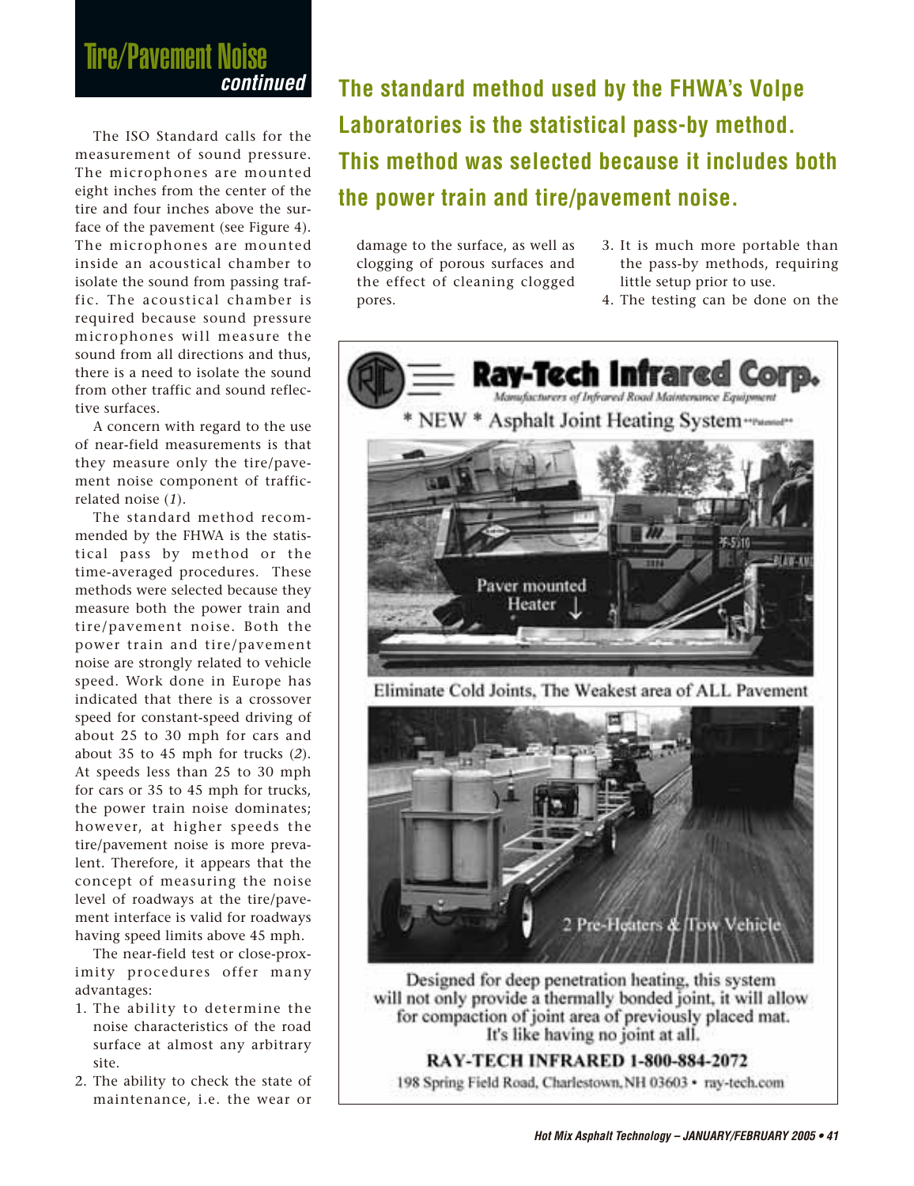The ISO Standard calls for the measurement of sound pressure. The microphones are mounted eight inches from the center of the tire and four inches above the surface of the pavement (see Figure 4). The microphones are mounted inside an acoustical chamber to isolate the sound from passing traffic. The acoustical chamber is required because sound pressure microphones will measure the sound from all directions and thus, there is a need to isolate the sound from other traffic and sound reflective surfaces.

A concern with regard to the use of near-field measurements is that they measure only the tire/pavement noise component of traffic-related noise (*1*).

The standard method recommended by the FHWA is the statistical pass by method or the time-averaged procedures. These methods were selected because they measure both the power train and tire/pavement noise. Both the power train and tire/pavement noise are strongly related to vehicle speed. Work done in Europe has indicated that there is a crossover speed for constant-speed driving of about 25 to 30 mph for cars and about 35 to 45 mph for trucks (*2*). At speeds less than 25 to 30 mph for cars or 35 to 45 mph for trucks, the power train noise dominates; however, at higher speeds the tire/pavement noise is more prevalent. Therefore, it appears that the concept of measuring the noise level of roadways at the tire/pavement interface is valid for roadways having speed limits above 45 mph.

**The standard method used by the FHWA's Volpe Laboratories is the statistical pass-by method. This method was selected because it includes both the power train and tire/pavement noise.**

The near-field test or close-proximity procedures offer many advantages:

1. The ability to determine the noise characteristics of the road surface at almost any arbitrary site.
2. The ability to check the state of maintenance, i.e. the wear or damage to the surface, as well as clogging of porous surfaces and the effect of cleaning clogged pores.
3. It is much more portable than the pass-by methods, requiring little setup prior to use.
4. The testing can be done on the

**Ray-Tech Infrared Corp.**
*Manufacturers of Infrared Road Maintenance Equipment*

\* NEW \* Asphalt Joint Heating System \*\*Patented\*\*

Paver mounted Heater

Eliminate Cold Joints, The Weakest area of ALL Pavement

2 Pre-Heaters & Tow Vehicle

Designed for deep penetration heating, this system will not only provide a thermally bonded joint, it will allow for compaction of joint area of previously placed mat. It's like having no joint at all.

**RAY-TECH INFRARED 1-800-884-2072**

198 Spring Field Road, Charlestown, NH 03603 • ray-tech.com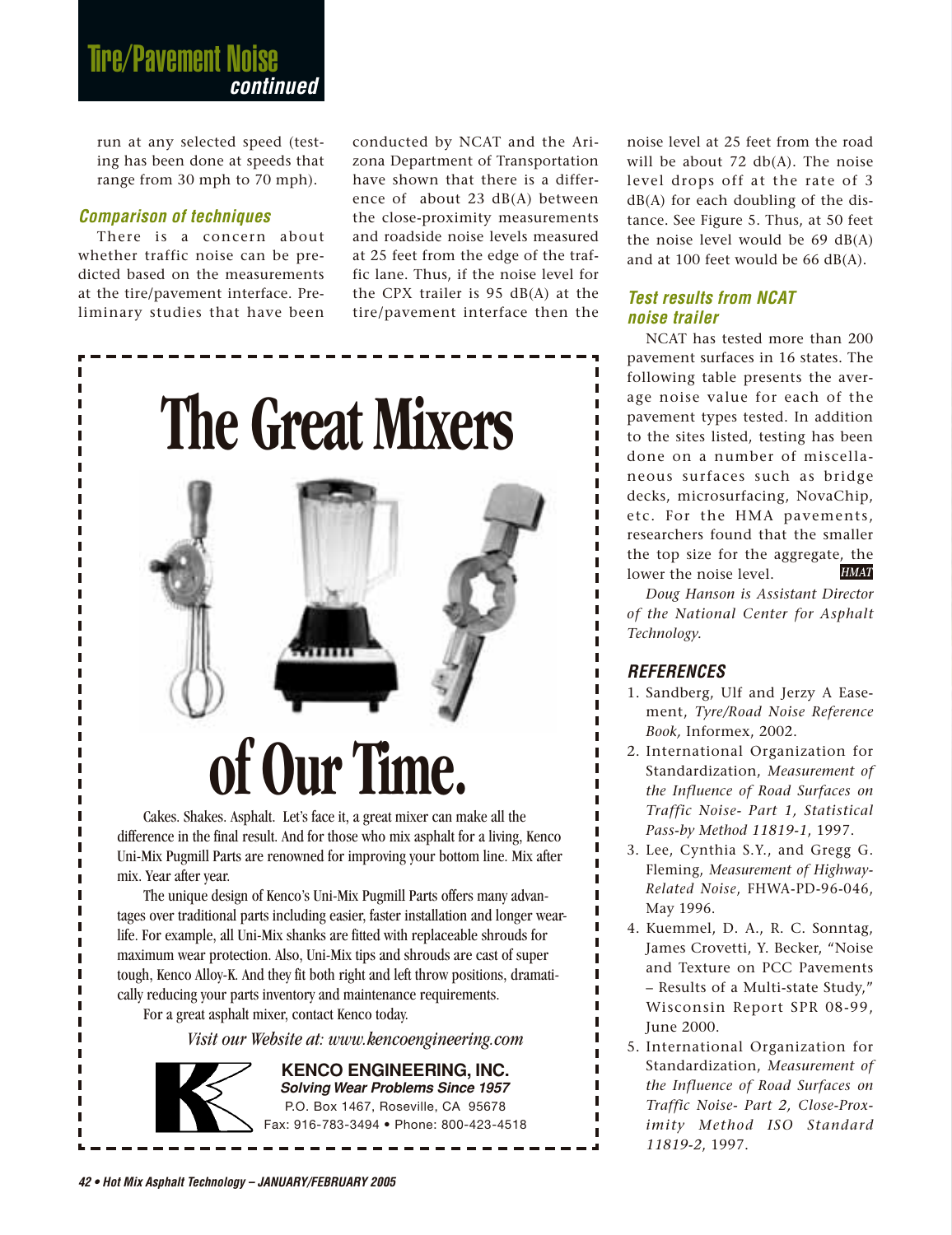run at any selected speed (testing has been done at speeds that range from 30 mph to 70 mph).

### Comparison of techniques

There is a concern about whether traffic noise can be predicted based on the measurements at the tire/pavement interface. Preliminary studies that have been conducted by NCAT and the Arizona Department of Transportation have shown that there is a difference of about 23 dB(A) between the close-proximity measurements and roadside noise levels measured at 25 feet from the edge of the traffic lane. Thus, if the noise level for the CPX trailer is 95 dB(A) at the tire/pavement interface then the noise level at 25 feet from the road will be about 72 db(A). The noise level drops off at the rate of 3 dB(A) for each doubling of the distance. See Figure 5. Thus, at 50 feet the noise level would be 69 dB(A) and at 100 feet would be 66 dB(A).

### Test results from NCAT noise trailer

NCAT has tested more than 200 pavement surfaces in 16 states. The following table presents the average noise value for each of the pavement types tested. In addition to the sites listed, testing has been done on a number of miscellaneous surfaces such as bridge decks, microsurfacing, NovaChip, etc. For the HMA pavements, researchers found that the smaller the top size for the aggregate, the lower the noise level. HMAT

*Doug Hanson is Assistant Director of the National Center for Asphalt Technology.*

### REFERENCES

1. Sandberg, Ulf and Jerzy A Ejsmont, *Tyre/Road Noise Reference Book,* Informex, 2002.
2. International Organization for Standardization, *Measurement of the Influence of Road Surfaces on Traffic Noise- Part 1, Statistical Pass-by Method 11819-1*, 1997.
3. Lee, Cynthia S.Y., and Gregg G. Fleming, *Measurement of Highway-Related Noise*, FHWA-PD-96-046, May 1996.
4. Kuemmel, D. A., R. C. Sonntag, James Crovetti, Y. Becker, "Noise and Texture on PCC Pavements – Results of a Multi-state Study," Wisconsin Report SPR 08-99, June 2000.
5. International Organization for Standardization, *Measurement of the Influence of Road Surfaces on Traffic Noise- Part 2, Close-Proximity Method ISO Standard 11819-2*, 1997.

# The Great Mixers of Our Time.

Cakes. Shakes. Asphalt. Let's face it, a great mixer can make all the difference in the final result. And for those who mix asphalt for a living, Kenco Uni-Mix Pugmill Parts are renowned for improving your bottom line. Mix after mix. Year after year.

The unique design of Kenco's Uni-Mix Pugmill Parts offers many advantages over traditional parts including easier, faster installation and longer wear-life. For example, all Uni-Mix shanks are fitted with replaceable shrouds for maximum wear protection. Also, Uni-Mix tips and shrouds are cast of super tough, Kenco Alloy-K. And they fit both right and left throw positions, dramatically reducing your parts inventory and maintenance requirements.

For a great asphalt mixer, contact Kenco today.

*Visit our Website at: www.kencoengineering.com*

**KENCO ENGINEERING, INC.**
***Solving Wear Problems Since 1957***
P.O. Box 1467, Roseville, CA 95678
Fax: 916-783-3494 • Phone: 800-423-4518